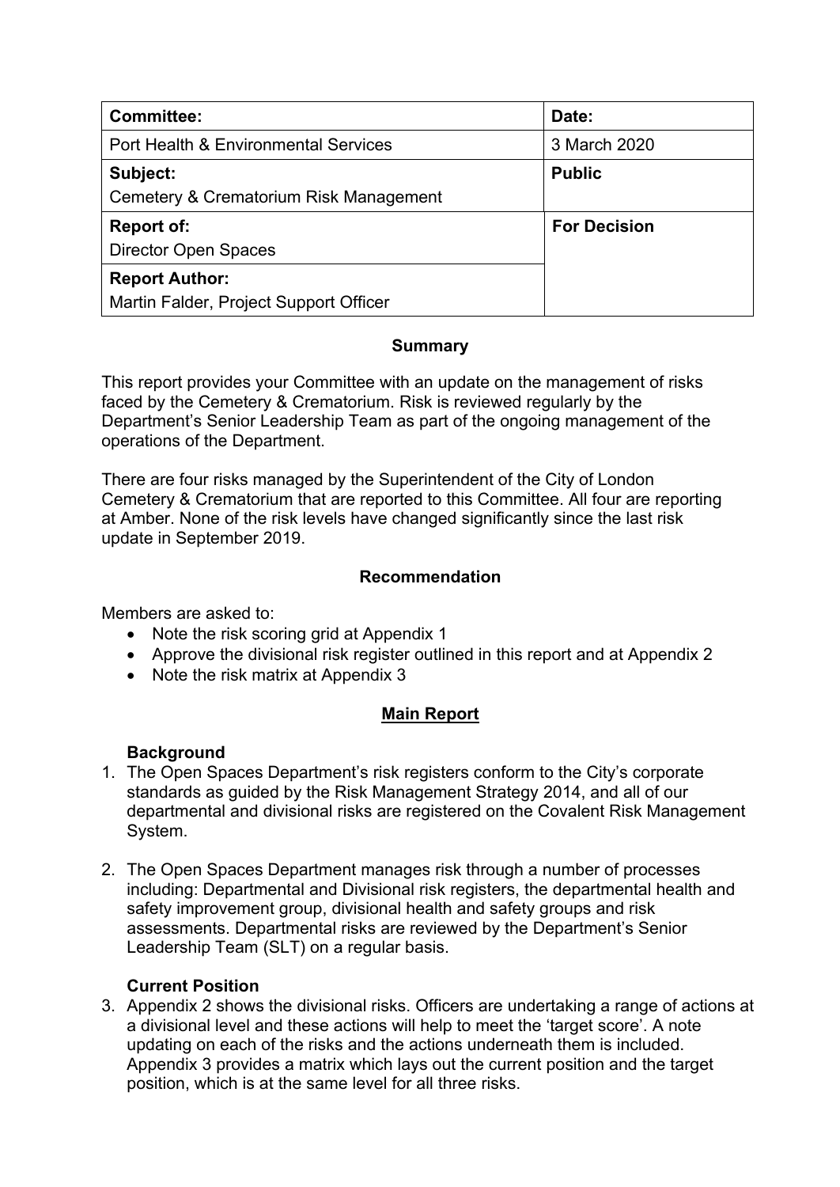| Committee: | Date: |
| --- | --- |
| Port Health & Environmental Services | 3 March 2020 |
| **Subject:**<br>Cemetery & Crematorium Risk Management | **Public** |
| **Report of:**<br>Director Open Spaces | **For Decision** |
| **Report Author:**<br>Martin Falder, Project Support Officer | |

## Summary

This report provides your Committee with an update on the management of risks faced by the Cemetery & Crematorium. Risk is reviewed regularly by the Department's Senior Leadership Team as part of the ongoing management of the operations of the Department.

There are four risks managed by the Superintendent of the City of London Cemetery & Crematorium that are reported to this Committee. All four are reporting at Amber. None of the risk levels have changed significantly since the last risk update in September 2019.

## Recommendation

Members are asked to:

- Note the risk scoring grid at Appendix 1
- Approve the divisional risk register outlined in this report and at Appendix 2
- Note the risk matrix at Appendix 3

## Main Report

### Background

1. The Open Spaces Department's risk registers conform to the City's corporate standards as guided by the Risk Management Strategy 2014, and all of our departmental and divisional risks are registered on the Covalent Risk Management System.

2. The Open Spaces Department manages risk through a number of processes including: Departmental and Divisional risk registers, the departmental health and safety improvement group, divisional health and safety groups and risk assessments. Departmental risks are reviewed by the Department's Senior Leadership Team (SLT) on a regular basis.

### Current Position

3. Appendix 2 shows the divisional risks. Officers are undertaking a range of actions at a divisional level and these actions will help to meet the 'target score'. A note updating on each of the risks and the actions underneath them is included. Appendix 3 provides a matrix which lays out the current position and the target position, which is at the same level for all three risks.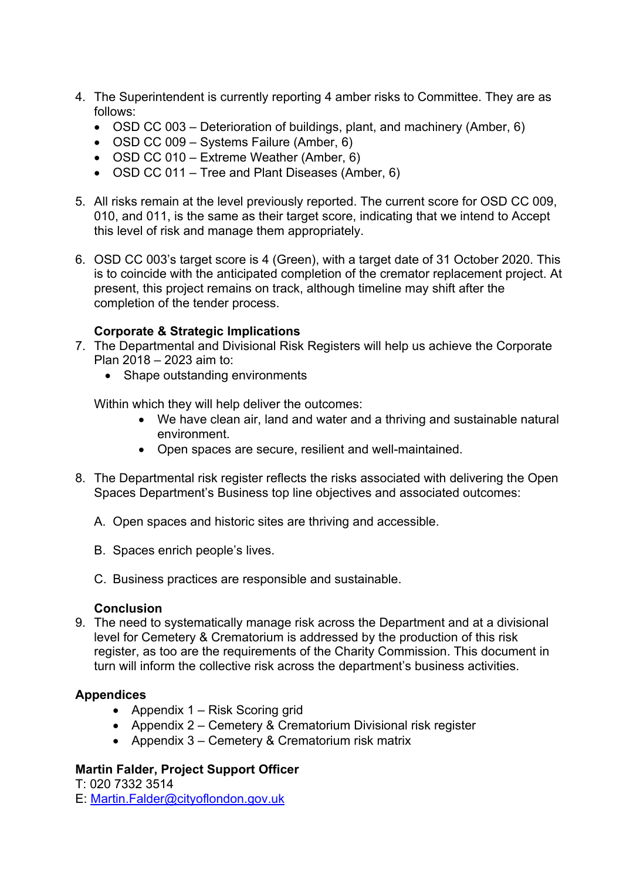4. The Superintendent is currently reporting 4 amber risks to Committee. They are as follows:
   - OSD CC 003 – Deterioration of buildings, plant, and machinery (Amber, 6)
   - OSD CC 009 – Systems Failure (Amber, 6)
   - OSD CC 010 – Extreme Weather (Amber, 6)
   - OSD CC 011 – Tree and Plant Diseases (Amber, 6)

5. All risks remain at the level previously reported. The current score for OSD CC 009, 010, and 011, is the same as their target score, indicating that we intend to Accept this level of risk and manage them appropriately.

6. OSD CC 003's target score is 4 (Green), with a target date of 31 October 2020. This is to coincide with the anticipated completion of the cremator replacement project. At present, this project remains on track, although timeline may shift after the completion of the tender process.

**Corporate & Strategic Implications**

7. The Departmental and Divisional Risk Registers will help us achieve the Corporate Plan 2018 – 2023 aim to:
   - Shape outstanding environments

   Within which they will help deliver the outcomes:
   - We have clean air, land and water and a thriving and sustainable natural environment.
   - Open spaces are secure, resilient and well-maintained.

8. The Departmental risk register reflects the risks associated with delivering the Open Spaces Department's Business top line objectives and associated outcomes:

   A. Open spaces and historic sites are thriving and accessible.

   B. Spaces enrich people's lives.

   C. Business practices are responsible and sustainable.

**Conclusion**

9. The need to systematically manage risk across the Department and at a divisional level for Cemetery & Crematorium is addressed by the production of this risk register, as too are the requirements of the Charity Commission. This document in turn will inform the collective risk across the department's business activities.

**Appendices**

- Appendix 1 – Risk Scoring grid
- Appendix 2 – Cemetery & Crematorium Divisional risk register
- Appendix 3 – Cemetery & Crematorium risk matrix

**Martin Falder, Project Support Officer**
T: 020 7332 3514
E: Martin.Falder@cityoflondon.gov.uk